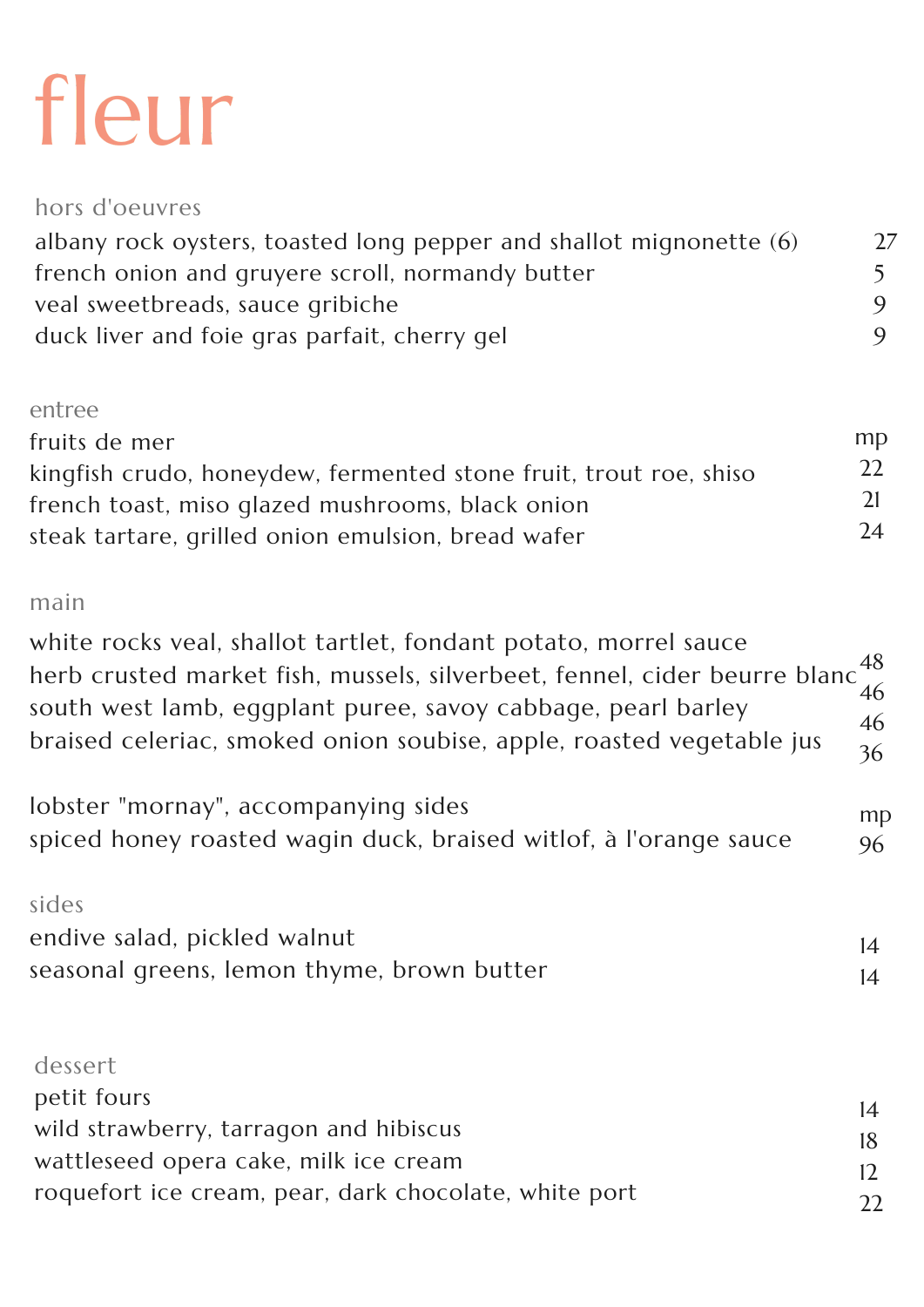# fleur

## hors d'oeuvres

| | |
|---|---|
| albany rock oysters, toasted long pepper and shallot mignonette (6) | 27 |
| french onion and gruyere scroll, normandy butter | 5 |
| veal sweetbreads, sauce gribiche | 9 |
| duck liver and foie gras parfait, cherry gel | 9 |

## entree

| | |
|---|---|
| fruits de mer | mp |
| kingfish crudo, honeydew, fermented stone fruit, trout roe, shiso | 22 |
| french toast, miso glazed mushrooms, black onion | 21 |
| steak tartare, grilled onion emulsion, bread wafer | 24 |

## main

| | |
|---|---|
| white rocks veal, shallot tartlet, fondant potato, morrel sauce | 48 |
| herb crusted market fish, mussels, silverbeet, fennel, cider beurre blanc | 46 |
| south west lamb, eggplant puree, savoy cabbage, pearl barley | 46 |
| braised celeriac, smoked onion soubise, apple, roasted vegetable jus | 36 |
| lobster "mornay", accompanying sides | mp |
| spiced honey roasted wagin duck, braised witlof, à l'orange sauce | 96 |

## sides

| | |
|---|---|
| endive salad, pickled walnut | 14 |
| seasonal greens, lemon thyme, brown butter | 14 |

## dessert

| | |
|---|---|
| petit fours | 14 |
| wild strawberry, tarragon and hibiscus | 18 |
| wattleseed opera cake, milk ice cream | 12 |
| roquefort ice cream, pear, dark chocolate, white port | 22 |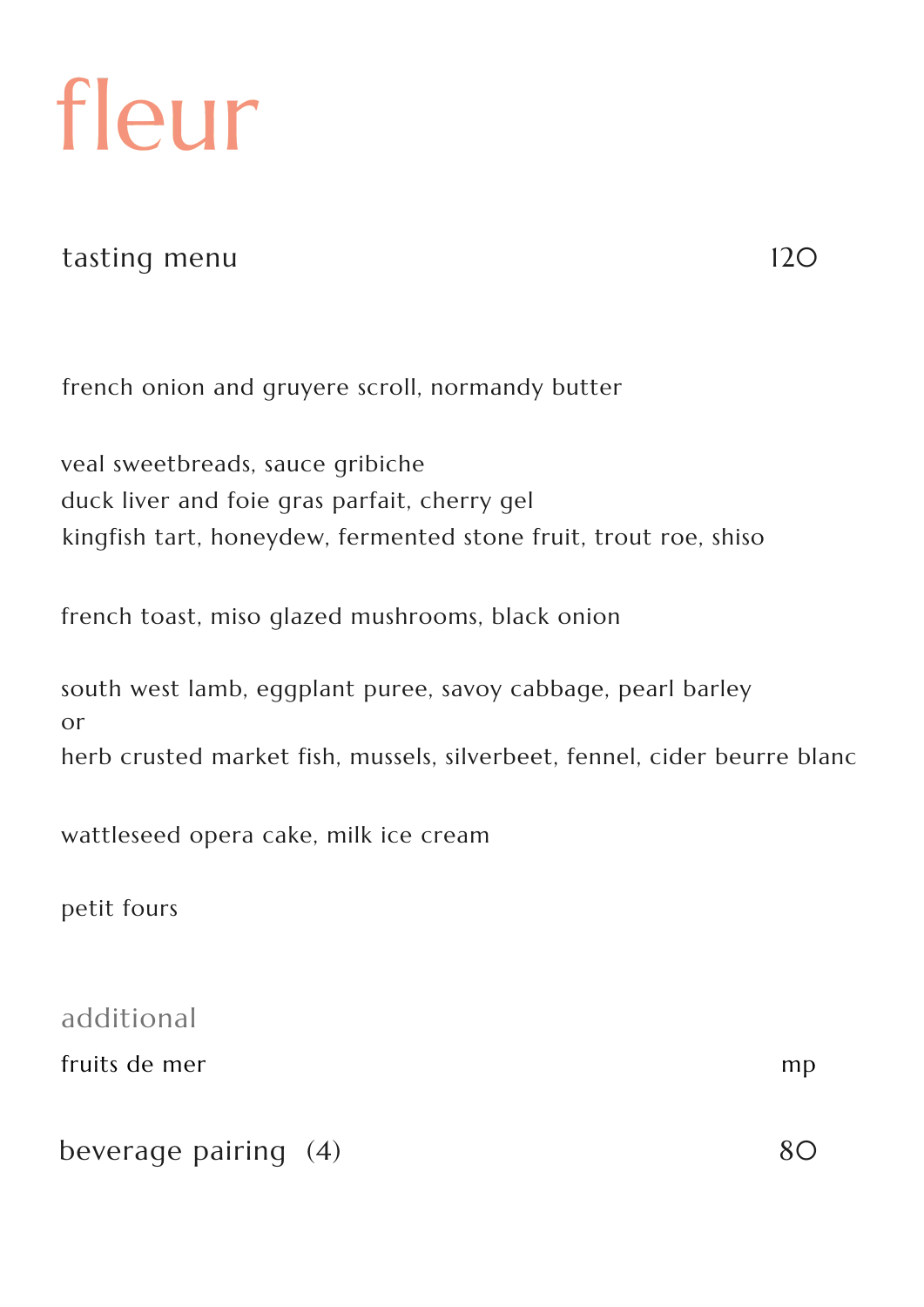# fleur

## tasting menu 120

french onion and gruyere scroll, normandy butter

veal sweetbreads, sauce gribiche
duck liver and foie gras parfait, cherry gel
kingfish tart, honeydew, fermented stone fruit, trout roe, shiso

french toast, miso glazed mushrooms, black onion

south west lamb, eggplant puree, savoy cabbage, pearl barley
or
herb crusted market fish, mussels, silverbeet, fennel, cider beurre blanc

wattleseed opera cake, milk ice cream

petit fours

### additional

fruits de mer mp

## beverage pairing (4) 80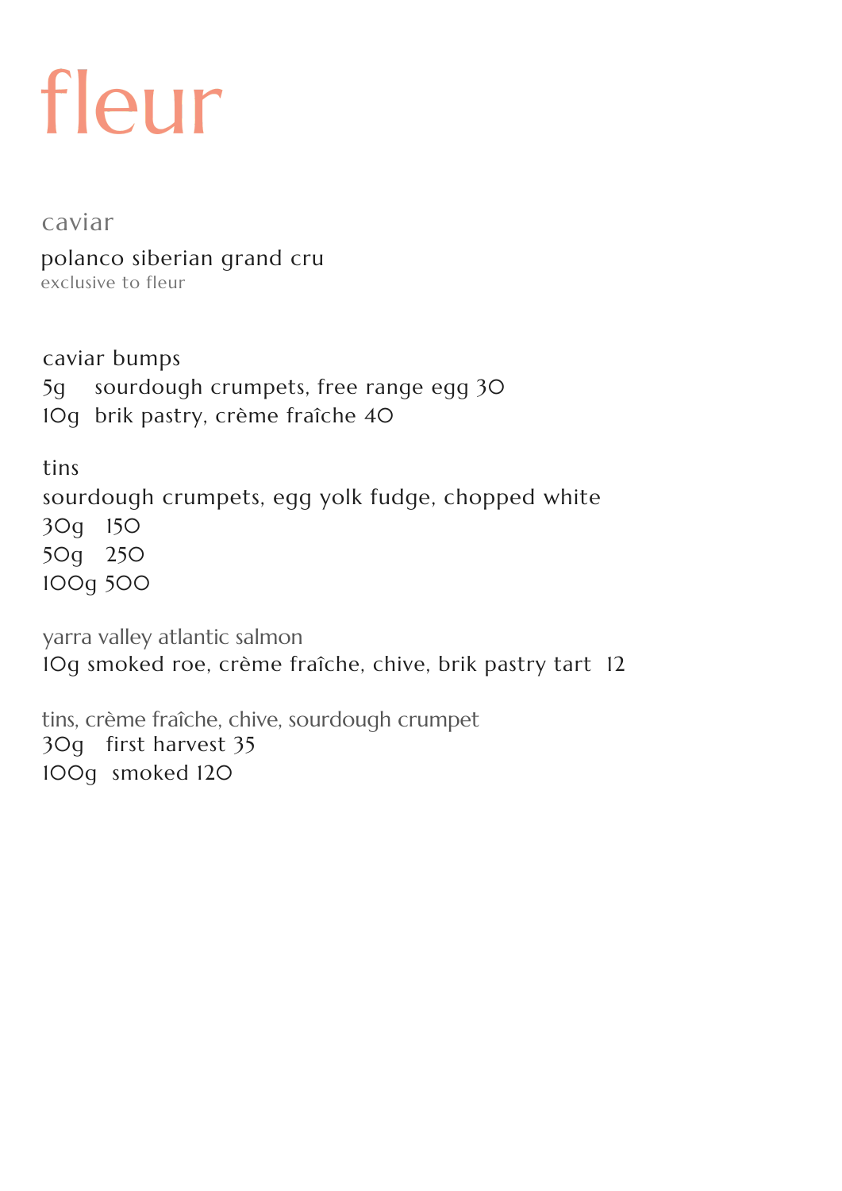# fleur

## caviar

polanco siberian grand cru
exclusive to fleur

caviar bumps
5g  sourdough crumpets, free range egg 30
10g  brik pastry, crème fraîche 40

tins
sourdough crumpets, egg yolk fudge, chopped white
30g  150
50g  250
100g 500

yarra valley atlantic salmon
10g smoked roe, crème fraîche, chive, brik pastry tart  12

tins, crème fraîche, chive, sourdough crumpet
30g  first harvest 35
100g  smoked 120